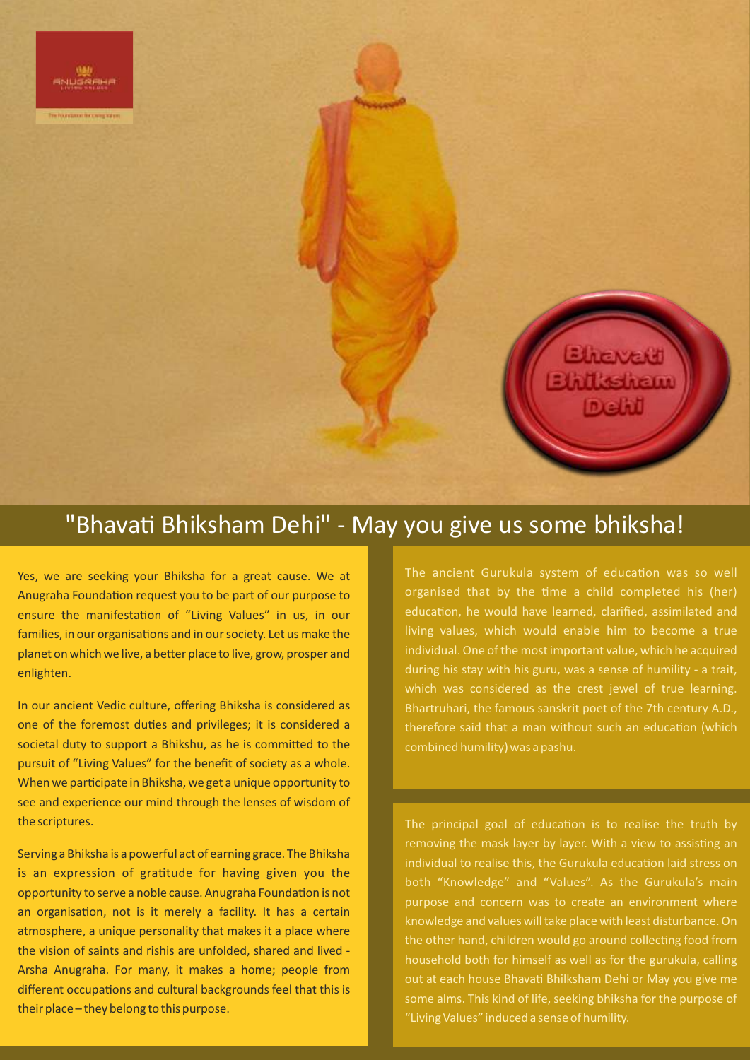ANUGRAHA LIVING VALUES

The Foundation for Living Values

Bhavati Bhiksham Dehi

# "Bhavati Bhiksham Dehi" - May you give us some bhiksha!

Yes, we are seeking your Bhiksha for a great cause. We at Anugraha Foundation request you to be part of our purpose to ensure the manifestation of "Living Values" in us, in our families, in our organisations and in our society. Let us make the planet on which we live, a better place to live, grow, prosper and enlighten.

In our ancient Vedic culture, offering Bhiksha is considered as one of the foremost duties and privileges; it is considered a societal duty to support a Bhikshu, as he is committed to the pursuit of "Living Values" for the benefit of society as a whole. When we participate in Bhiksha, we get a unique opportunity to see and experience our mind through the lenses of wisdom of the scriptures.

Serving a Bhiksha is a powerful act of earning grace. The Bhiksha is an expression of gratitude for having given you the opportunity to serve a noble cause. Anugraha Foundation is not an organisation, not is it merely a facility. It has a certain atmosphere, a unique personality that makes it a place where the vision of saints and rishis are unfolded, shared and lived - Arsha Anugraha. For many, it makes a home; people from different occupations and cultural backgrounds feel that this is their place – they belong to this purpose.

The ancient Gurukula system of education was so well organised that by the time a child completed his (her) education, he would have learned, clarified, assimilated and living values, which would enable him to become a true individual. One of the most important value, which he acquired during his stay with his guru, was a sense of humility - a trait, which was considered as the crest jewel of true learning. Bhartruhari, the famous sanskrit poet of the 7th century A.D., therefore said that a man without such an education (which combined humility) was a pashu.

The principal goal of education is to realise the truth by removing the mask layer by layer. With a view to assisting an individual to realise this, the Gurukula education laid stress on both "Knowledge" and "Values". As the Gurukula's main purpose and concern was to create an environment where knowledge and values will take place with least disturbance. On the other hand, children would go around collecting food from household both for himself as well as for the gurukula, calling out at each house Bhavati Bhilksham Dehi or May you give me some alms. This kind of life, seeking bhiksha for the purpose of "Living Values" induced a sense of humility.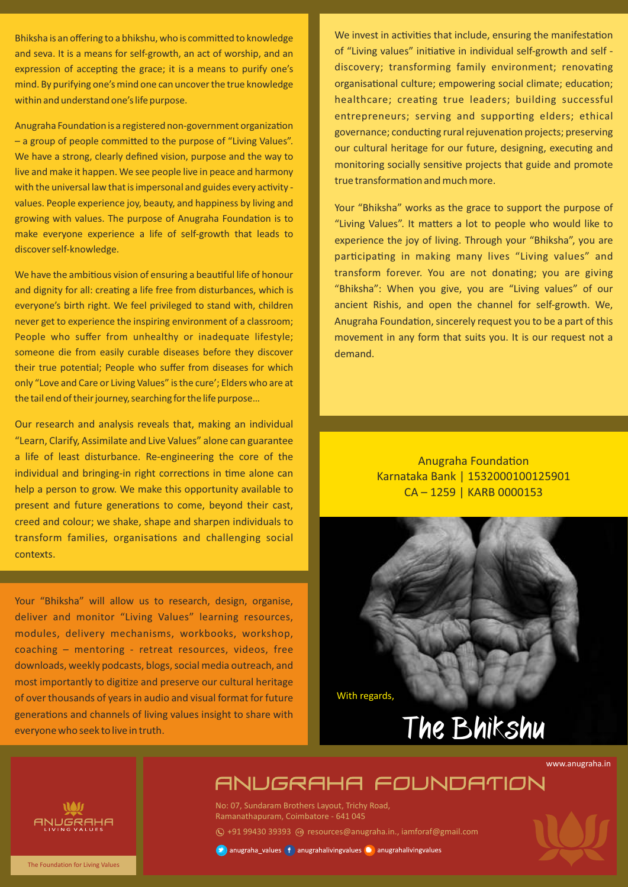Bhiksha is an offering to a bhikshu, who is committed to knowledge and seva. It is a means for self-growth, an act of worship, and an expression of accepting the grace; it is a means to purify one's mind. By purifying one's mind one can uncover the true knowledge within and understand one's life purpose.

Anugraha Foundation is a registered non-government organization – a group of people committed to the purpose of "Living Values". We have a strong, clearly defined vision, purpose and the way to live and make it happen. We see people live in peace and harmony with the universal law that is impersonal and guides every activity - values. People experience joy, beauty, and happiness by living and growing with values. The purpose of Anugraha Foundation is to make everyone experience a life of self-growth that leads to discover self-knowledge.

We have the ambitious vision of ensuring a beautiful life of honour and dignity for all: creating a life free from disturbances, which is everyone's birth right. We feel privileged to stand with, children never get to experience the inspiring environment of a classroom; People who suffer from unhealthy or inadequate lifestyle; someone die from easily curable diseases before they discover their true potential; People who suffer from diseases for which only "Love and Care or Living Values" is the cure'; Elders who are at the tail end of their journey, searching for the life purpose...

Our research and analysis reveals that, making an individual "Learn, Clarify, Assimilate and Live Values" alone can guarantee a life of least disturbance. Re-engineering the core of the individual and bringing-in right corrections in time alone can help a person to grow. We make this opportunity available to present and future generations to come, beyond their cast, creed and colour; we shake, shape and sharpen individuals to transform families, organisations and challenging social contexts.

Your "Bhiksha" will allow us to research, design, organise, deliver and monitor "Living Values" learning resources, modules, delivery mechanisms, workbooks, workshop, coaching – mentoring - retreat resources, videos, free downloads, weekly podcasts, blogs, social media outreach, and most importantly to digitize and preserve our cultural heritage of over thousands of years in audio and visual format for future generations and channels of living values insight to share with everyone who seek to live in truth.

We invest in activities that include, ensuring the manifestation of "Living values" initiative in individual self-growth and self - discovery; transforming family environment; renovating organisational culture; empowering social climate; education; healthcare; creating true leaders; building successful entrepreneurs; serving and supporting elders; ethical governance; conducting rural rejuvenation projects; preserving our cultural heritage for our future, designing, executing and monitoring socially sensitive projects that guide and promote true transformation and much more.

Your "Bhiksha" works as the grace to support the purpose of "Living Values". It matters a lot to people who would like to experience the joy of living. Through your "Bhiksha", you are participating in making many lives "Living values" and transform forever. You are not donating; you are giving "Bhiksha": When you give, you are "Living values" of our ancient Rishis, and open the channel for self-growth. We, Anugraha Foundation, sincerely request you to be a part of this movement in any form that suits you. It is our request not a demand.

Anugraha Foundation
Karnataka Bank | 1532000100125901
CA – 1259 | KARB 0000153

With regards,

The Bhikshu

ANUGRAHA
LIVING VALUES

The Foundation for Living Values

www.anugraha.in

# ANUGRAHA FOUNDATION

No: 07, Sundaram Brothers Layout, Trichy Road,
Ramanathapuram, Coimbatore - 641 045

+91 99430 39393 resources@anugraha.in., iamforaf@gmail.com

anugraha_values anugrahalivingvalues anugrahalivingvalues